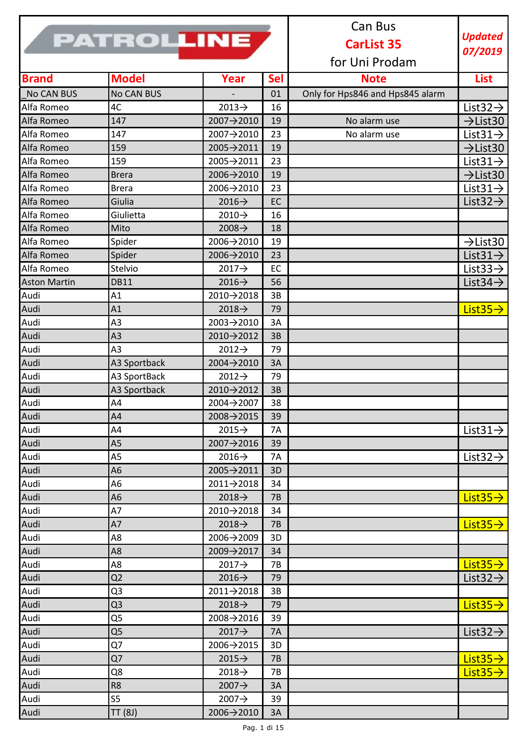PATROLLINE

Can Bus **CarList 35** for Uni Prodam

*Updated 07/2019*

| Brand | Model | Year | Sel | Note | List |
|---|---|---|---|---|---|
| _No CAN BUS | No CAN BUS | - | 01 | Only for Hps846 and Hps845 alarm | |
| Alfa Romeo | 4C | 2013→ | 16 | | List32→ |
| Alfa Romeo | 147 | 2007→2010 | 19 | No alarm use | →List30 |
| Alfa Romeo | 147 | 2007→2010 | 23 | No alarm use | List31→ |
| Alfa Romeo | 159 | 2005→2011 | 19 | | →List30 |
| Alfa Romeo | 159 | 2005→2011 | 23 | | List31→ |
| Alfa Romeo | Brera | 2006→2010 | 19 | | →List30 |
| Alfa Romeo | Brera | 2006→2010 | 23 | | List31→ |
| Alfa Romeo | Giulia | 2016→ | EC | | List32→ |
| Alfa Romeo | Giulietta | 2010→ | 16 | | |
| Alfa Romeo | Mito | 2008→ | 18 | | |
| Alfa Romeo | Spider | 2006→2010 | 19 | | →List30 |
| Alfa Romeo | Spider | 2006→2010 | 23 | | List31→ |
| Alfa Romeo | Stelvio | 2017→ | EC | | List33→ |
| Aston Martin | DB11 | 2016→ | 56 | | List34→ |
| Audi | A1 | 2010→2018 | 3B | | |
| Audi | A1 | 2018→ | 79 | | List35→ |
| Audi | A3 | 2003→2010 | 3A | | |
| Audi | A3 | 2010→2012 | 3B | | |
| Audi | A3 | 2012→ | 79 | | |
| Audi | A3 Sportback | 2004→2010 | 3A | | |
| Audi | A3 SportBack | 2012→ | 79 | | |
| Audi | A3 Sportback | 2010→2012 | 3B | | |
| Audi | A4 | 2004→2007 | 38 | | |
| Audi | A4 | 2008→2015 | 39 | | |
| Audi | A4 | 2015→ | 7A | | List31→ |
| Audi | A5 | 2007→2016 | 39 | | |
| Audi | A5 | 2016→ | 7A | | List32→ |
| Audi | A6 | 2005→2011 | 3D | | |
| Audi | A6 | 2011→2018 | 34 | | |
| Audi | A6 | 2018→ | 7B | | List35→ |
| Audi | A7 | 2010→2018 | 34 | | |
| Audi | A7 | 2018→ | 7B | | List35→ |
| Audi | A8 | 2006→2009 | 3D | | |
| Audi | A8 | 2009→2017 | 34 | | |
| Audi | A8 | 2017→ | 7B | | List35→ |
| Audi | Q2 | 2016→ | 79 | | List32→ |
| Audi | Q3 | 2011→2018 | 3B | | |
| Audi | Q3 | 2018→ | 79 | | List35→ |
| Audi | Q5 | 2008→2016 | 39 | | |
| Audi | Q5 | 2017→ | 7A | | List32→ |
| Audi | Q7 | 2006→2015 | 3D | | |
| Audi | Q7 | 2015→ | 7B | | List35→ |
| Audi | Q8 | 2018→ | 7B | | List35→ |
| Audi | R8 | 2007→ | 3A | | |
| Audi | S5 | 2007→ | 39 | | |
| Audi | TT (8J) | 2006→2010 | 3A | | |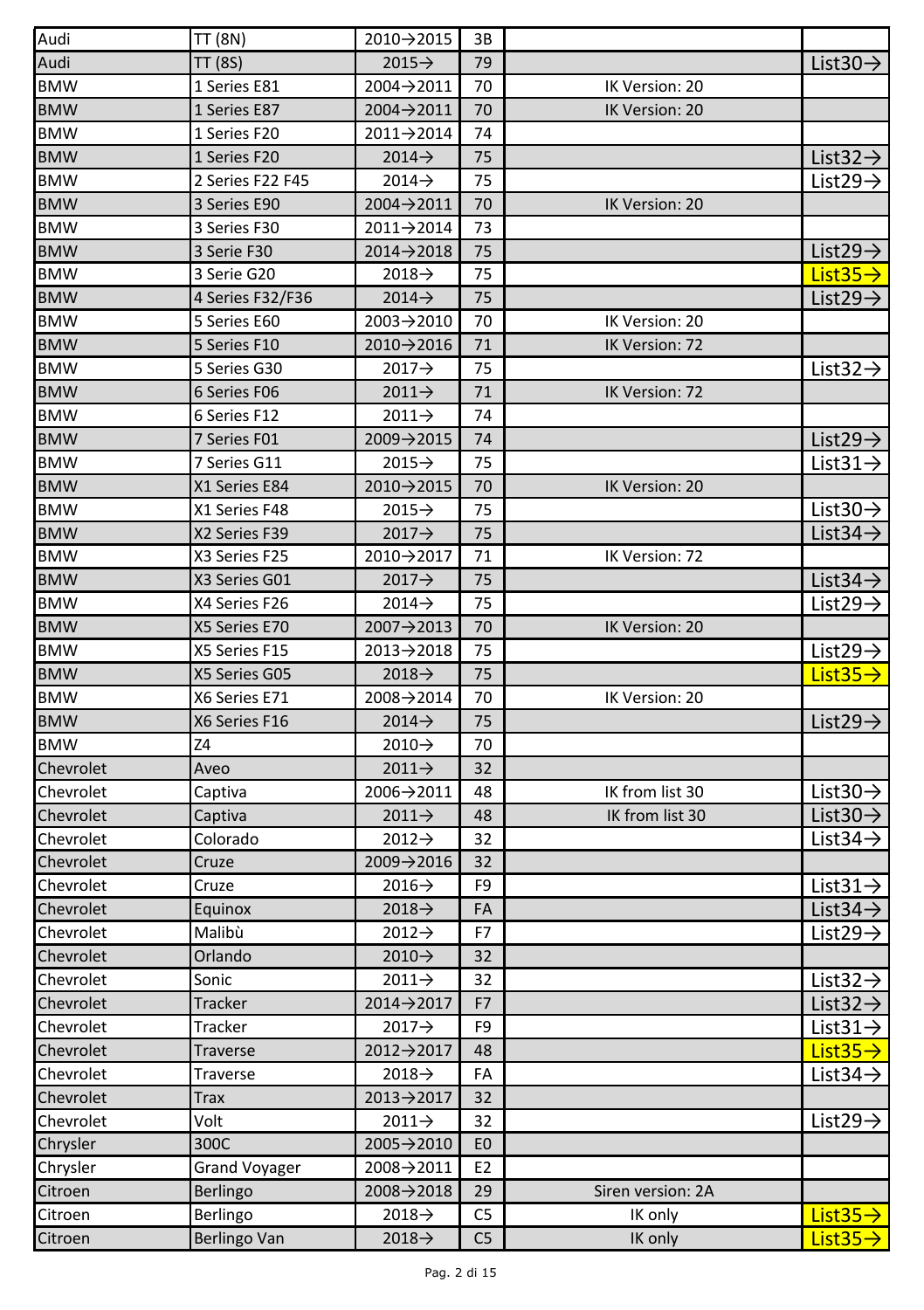| Audi | TT (8N) | 2010→2015 | 3B | | |
|---|---|---|---|---|---|
| Audi | TT (8S) | 2015→ | 79 | | List30→ |
| BMW | 1 Series E81 | 2004→2011 | 70 | IK Version: 20 | |
| BMW | 1 Series E87 | 2004→2011 | 70 | IK Version: 20 | |
| BMW | 1 Series F20 | 2011→2014 | 74 | | |
| BMW | 1 Series F20 | 2014→ | 75 | | List32→ |
| BMW | 2 Series F22 F45 | 2014→ | 75 | | List29→ |
| BMW | 3 Series E90 | 2004→2011 | 70 | IK Version: 20 | |
| BMW | 3 Series F30 | 2011→2014 | 73 | | |
| BMW | 3 Serie F30 | 2014→2018 | 75 | | List29→ |
| BMW | 3 Serie G20 | 2018→ | 75 | | List35→ |
| BMW | 4 Series F32/F36 | 2014→ | 75 | | List29→ |
| BMW | 5 Series E60 | 2003→2010 | 70 | IK Version: 20 | |
| BMW | 5 Series F10 | 2010→2016 | 71 | IK Version: 72 | |
| BMW | 5 Series G30 | 2017→ | 75 | | List32→ |
| BMW | 6 Series F06 | 2011→ | 71 | IK Version: 72 | |
| BMW | 6 Series F12 | 2011→ | 74 | | |
| BMW | 7 Series F01 | 2009→2015 | 74 | | List29→ |
| BMW | 7 Series G11 | 2015→ | 75 | | List31→ |
| BMW | X1 Series E84 | 2010→2015 | 70 | IK Version: 20 | |
| BMW | X1 Series F48 | 2015→ | 75 | | List30→ |
| BMW | X2 Series F39 | 2017→ | 75 | | List34→ |
| BMW | X3 Series F25 | 2010→2017 | 71 | IK Version: 72 | |
| BMW | X3 Series G01 | 2017→ | 75 | | List34→ |
| BMW | X4 Series F26 | 2014→ | 75 | | List29→ |
| BMW | X5 Series E70 | 2007→2013 | 70 | IK Version: 20 | |
| BMW | X5 Series F15 | 2013→2018 | 75 | | List29→ |
| BMW | X5 Series G05 | 2018→ | 75 | | List35→ |
| BMW | X6 Series E71 | 2008→2014 | 70 | IK Version: 20 | |
| BMW | X6 Series F16 | 2014→ | 75 | | List29→ |
| BMW | Z4 | 2010→ | 70 | | |
| Chevrolet | Aveo | 2011→ | 32 | | |
| Chevrolet | Captiva | 2006→2011 | 48 | IK from list 30 | List30→ |
| Chevrolet | Captiva | 2011→ | 48 | IK from list 30 | List30→ |
| Chevrolet | Colorado | 2012→ | 32 | | List34→ |
| Chevrolet | Cruze | 2009→2016 | 32 | | |
| Chevrolet | Cruze | 2016→ | F9 | | List31→ |
| Chevrolet | Equinox | 2018→ | FA | | List34→ |
| Chevrolet | Malibù | 2012→ | F7 | | List29→ |
| Chevrolet | Orlando | 2010→ | 32 | | |
| Chevrolet | Sonic | 2011→ | 32 | | List32→ |
| Chevrolet | Tracker | 2014→2017 | F7 | | List32→ |
| Chevrolet | Tracker | 2017→ | F9 | | List31→ |
| Chevrolet | Traverse | 2012→2017 | 48 | | List35→ |
| Chevrolet | Traverse | 2018→ | FA | | List34→ |
| Chevrolet | Trax | 2013→2017 | 32 | | |
| Chevrolet | Volt | 2011→ | 32 | | List29→ |
| Chrysler | 300C | 2005→2010 | E0 | | |
| Chrysler | Grand Voyager | 2008→2011 | E2 | | |
| Citroen | Berlingo | 2008→2018 | 29 | Siren version: 2A | |
| Citroen | Berlingo | 2018→ | C5 | IK only | List35→ |
| Citroen | Berlingo Van | 2018→ | C5 | IK only | List35→ |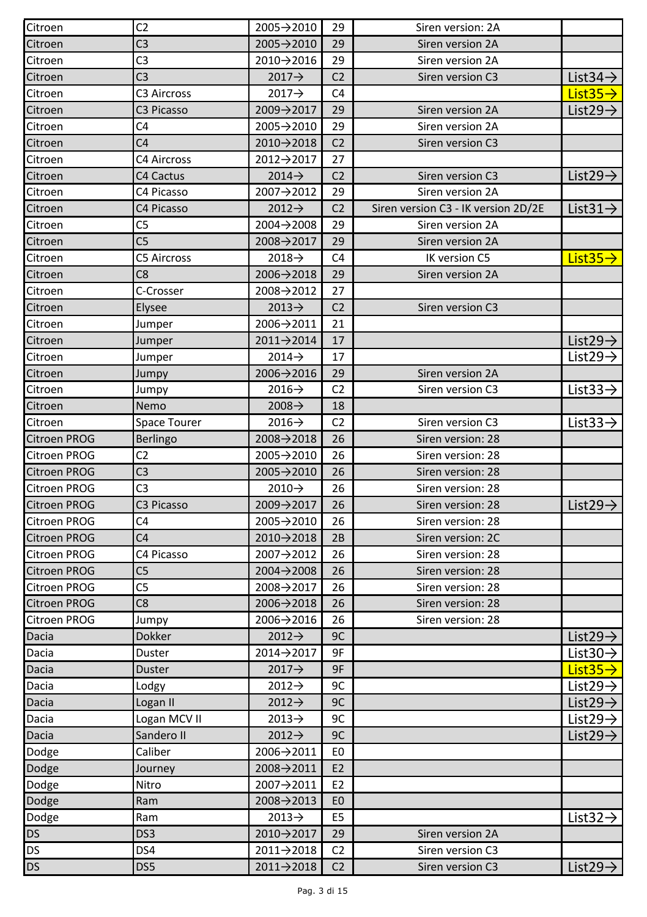| Citroen | C2 | 2005→2010 | 29 | Siren version: 2A | |
|---|---|---|---|---|---|
| Citroen | C3 | 2005→2010 | 29 | Siren version 2A | |
| Citroen | C3 | 2010→2016 | 29 | Siren version 2A | |
| Citroen | C3 | 2017→ | C2 | Siren version C3 | List34→ |
| Citroen | C3 Aircross | 2017→ | C4 | | List35→ |
| Citroen | C3 Picasso | 2009→2017 | 29 | Siren version 2A | List29→ |
| Citroen | C4 | 2005→2010 | 29 | Siren version 2A | |
| Citroen | C4 | 2010→2018 | C2 | Siren version C3 | |
| Citroen | C4 Aircross | 2012→2017 | 27 | | |
| Citroen | C4 Cactus | 2014→ | C2 | Siren version C3 | List29→ |
| Citroen | C4 Picasso | 2007→2012 | 29 | Siren version 2A | |
| Citroen | C4 Picasso | 2012→ | C2 | Siren version C3 - IK version 2D/2E | List31→ |
| Citroen | C5 | 2004→2008 | 29 | Siren version 2A | |
| Citroen | C5 | 2008→2017 | 29 | Siren version 2A | |
| Citroen | C5 Aircross | 2018→ | C4 | IK version C5 | List35→ |
| Citroen | C8 | 2006→2018 | 29 | Siren version 2A | |
| Citroen | C-Crosser | 2008→2012 | 27 | | |
| Citroen | Elysee | 2013→ | C2 | Siren version C3 | |
| Citroen | Jumper | 2006→2011 | 21 | | |
| Citroen | Jumper | 2011→2014 | 17 | | List29→ |
| Citroen | Jumper | 2014→ | 17 | | List29→ |
| Citroen | Jumpy | 2006→2016 | 29 | Siren version 2A | |
| Citroen | Jumpy | 2016→ | C2 | Siren version C3 | List33→ |
| Citroen | Nemo | 2008→ | 18 | | |
| Citroen | Space Tourer | 2016→ | C2 | Siren version C3 | List33→ |
| Citroen PROG | Berlingo | 2008→2018 | 26 | Siren version: 28 | |
| Citroen PROG | C2 | 2005→2010 | 26 | Siren version: 28 | |
| Citroen PROG | C3 | 2005→2010 | 26 | Siren version: 28 | |
| Citroen PROG | C3 | 2010→ | 26 | Siren version: 28 | |
| Citroen PROG | C3 Picasso | 2009→2017 | 26 | Siren version: 28 | List29→ |
| Citroen PROG | C4 | 2005→2010 | 26 | Siren version: 28 | |
| Citroen PROG | C4 | 2010→2018 | 2B | Siren version: 2C | |
| Citroen PROG | C4 Picasso | 2007→2012 | 26 | Siren version: 28 | |
| Citroen PROG | C5 | 2004→2008 | 26 | Siren version: 28 | |
| Citroen PROG | C5 | 2008→2017 | 26 | Siren version: 28 | |
| Citroen PROG | C8 | 2006→2018 | 26 | Siren version: 28 | |
| Citroen PROG | Jumpy | 2006→2016 | 26 | Siren version: 28 | |
| Dacia | Dokker | 2012→ | 9C | | List29→ |
| Dacia | Duster | 2014→2017 | 9F | | List30→ |
| Dacia | Duster | 2017→ | 9F | | List35→ |
| Dacia | Lodgy | 2012→ | 9C | | List29→ |
| Dacia | Logan II | 2012→ | 9C | | List29→ |
| Dacia | Logan MCV II | 2013→ | 9C | | List29→ |
| Dacia | Sandero II | 2012→ | 9C | | List29→ |
| Dodge | Caliber | 2006→2011 | E0 | | |
| Dodge | Journey | 2008→2011 | E2 | | |
| Dodge | Nitro | 2007→2011 | E2 | | |
| Dodge | Ram | 2008→2013 | E0 | | |
| Dodge | Ram | 2013→ | E5 | | List32→ |
| DS | DS3 | 2010→2017 | 29 | Siren version 2A | |
| DS | DS4 | 2011→2018 | C2 | Siren version C3 | |
| DS | DS5 | 2011→2018 | C2 | Siren version C3 | List29→ |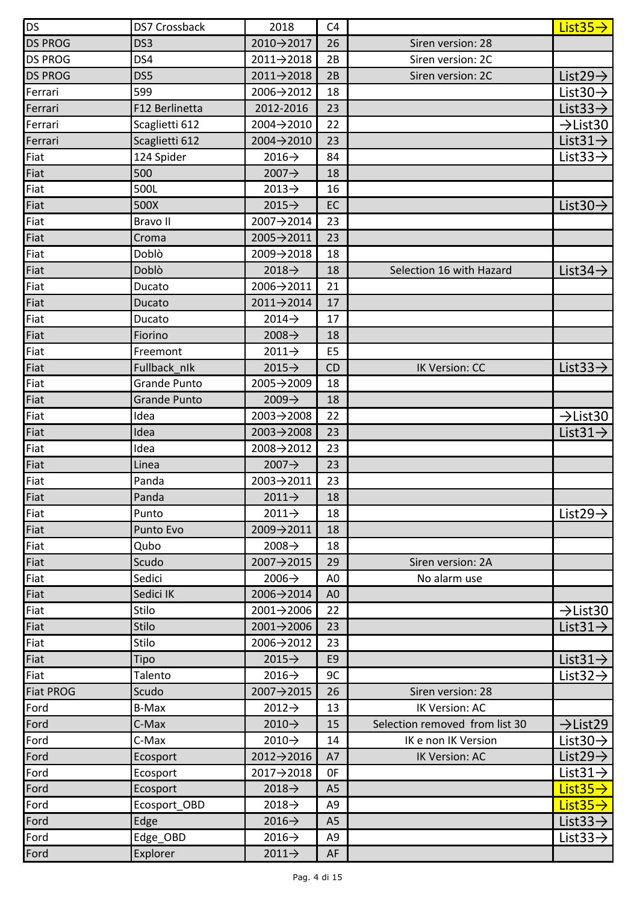| DS | DS7 Crossback | 2018 | C4 | | List35→ |
|---|---|---|---|---|---|
| DS PROG | DS3 | 2010→2017 | 26 | Siren version: 28 | |
| DS PROG | DS4 | 2011→2018 | 2B | Siren version: 2C | |
| DS PROG | DS5 | 2011→2018 | 2B | Siren version: 2C | List29→ |
| Ferrari | 599 | 2006→2012 | 18 | | List30→ |
| Ferrari | F12 Berlinetta | 2012-2016 | 23 | | List33→ |
| Ferrari | Scaglietti 612 | 2004→2010 | 22 | | →List30 |
| Ferrari | Scaglietti 612 | 2004→2010 | 23 | | List31→ |
| Fiat | 124 Spider | 2016→ | 84 | | List33→ |
| Fiat | 500 | 2007→ | 18 | | |
| Fiat | 500L | 2013→ | 16 | | |
| Fiat | 500X | 2015→ | EC | | List30→ |
| Fiat | Bravo II | 2007→2014 | 23 | | |
| Fiat | Croma | 2005→2011 | 23 | | |
| Fiat | Doblò | 2009→2018 | 18 | | |
| Fiat | Doblò | 2018→ | 18 | Selection 16 with Hazard | List34→ |
| Fiat | Ducato | 2006→2011 | 21 | | |
| Fiat | Ducato | 2011→2014 | 17 | | |
| Fiat | Ducato | 2014→ | 17 | | |
| Fiat | Fiorino | 2008→ | 18 | | |
| Fiat | Freemont | 2011→ | E5 | | |
| Fiat | Fullback_nlk | 2015→ | CD | IK Version: CC | List33→ |
| Fiat | Grande Punto | 2005→2009 | 18 | | |
| Fiat | Grande Punto | 2009→ | 18 | | |
| Fiat | Idea | 2003→2008 | 22 | | →List30 |
| Fiat | Idea | 2003→2008 | 23 | | List31→ |
| Fiat | Idea | 2008→2012 | 23 | | |
| Fiat | Linea | 2007→ | 23 | | |
| Fiat | Panda | 2003→2011 | 23 | | |
| Fiat | Panda | 2011→ | 18 | | |
| Fiat | Punto | 2011→ | 18 | | List29→ |
| Fiat | Punto Evo | 2009→2011 | 18 | | |
| Fiat | Qubo | 2008→ | 18 | | |
| Fiat | Scudo | 2007→2015 | 29 | Siren version: 2A | |
| Fiat | Sedici | 2006→ | A0 | No alarm use | |
| Fiat | Sedici IK | 2006→2014 | A0 | | |
| Fiat | Stilo | 2001→2006 | 22 | | →List30 |
| Fiat | Stilo | 2001→2006 | 23 | | List31→ |
| Fiat | Stilo | 2006→2012 | 23 | | |
| Fiat | Tipo | 2015→ | E9 | | List31→ |
| Fiat | Talento | 2016→ | 9C | | List32→ |
| Fiat PROG | Scudo | 2007→2015 | 26 | Siren version: 28 | |
| Ford | B-Max | 2012→ | 13 | IK Version: AC | |
| Ford | C-Max | 2010→ | 15 | Selection removed from list 30 | →List29 |
| Ford | C-Max | 2010→ | 14 | IK e non IK Version | List30→ |
| Ford | Ecosport | 2012→2016 | A7 | IK Version: AC | List29→ |
| Ford | Ecosport | 2017→2018 | 0F | | List31→ |
| Ford | Ecosport | 2018→ | A5 | | List35→ |
| Ford | Ecosport_OBD | 2018→ | A9 | | List35→ |
| Ford | Edge | 2016→ | A5 | | List33→ |
| Ford | Edge_OBD | 2016→ | A9 | | List33→ |
| Ford | Explorer | 2011→ | AF | | |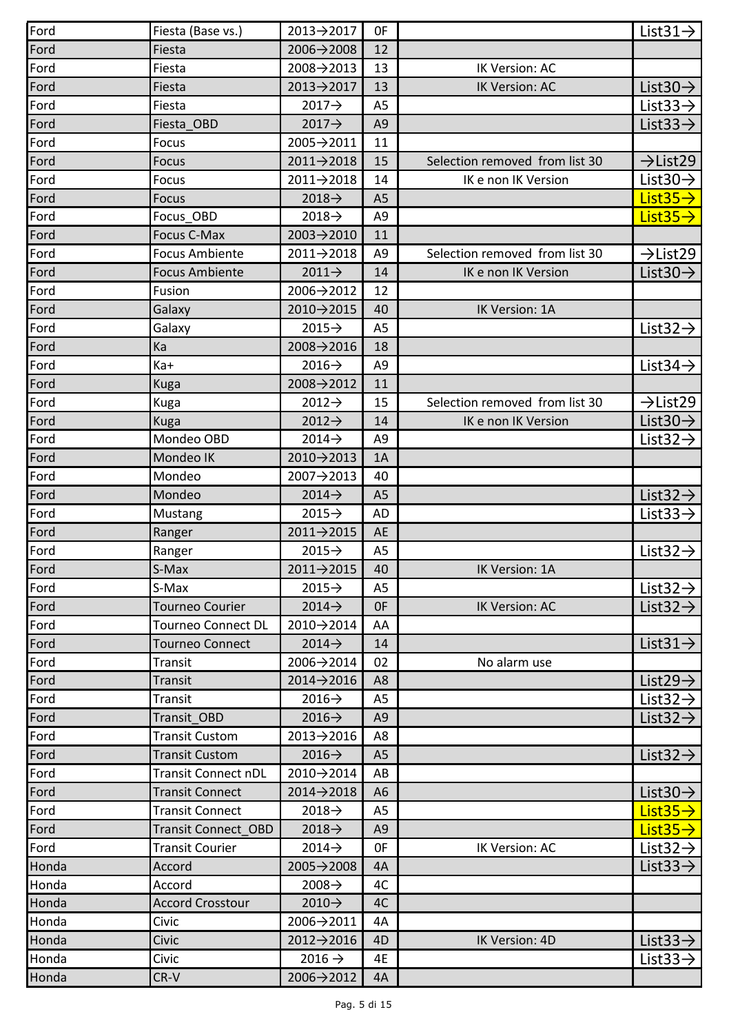| Ford | Fiesta (Base vs.) | 2013→2017 | 0F | | List31→ |
|---|---|---|---|---|---|
| Ford | Fiesta | 2006→2008 | 12 | | |
| Ford | Fiesta | 2008→2013 | 13 | IK Version: AC | |
| Ford | Fiesta | 2013→2017 | 13 | IK Version: AC | List30→ |
| Ford | Fiesta | 2017→ | A5 | | List33→ |
| Ford | Fiesta_OBD | 2017→ | A9 | | List33→ |
| Ford | Focus | 2005→2011 | 11 | | |
| Ford | Focus | 2011→2018 | 15 | Selection removed from list 30 | →List29 |
| Ford | Focus | 2011→2018 | 14 | IK e non IK Version | List30→ |
| Ford | Focus | 2018→ | A5 | | List35→ |
| Ford | Focus_OBD | 2018→ | A9 | | List35→ |
| Ford | Focus C-Max | 2003→2010 | 11 | | |
| Ford | Focus Ambiente | 2011→2018 | A9 | Selection removed from list 30 | →List29 |
| Ford | Focus Ambiente | 2011→ | 14 | IK e non IK Version | List30→ |
| Ford | Fusion | 2006→2012 | 12 | | |
| Ford | Galaxy | 2010→2015 | 40 | IK Version: 1A | |
| Ford | Galaxy | 2015→ | A5 | | List32→ |
| Ford | Ka | 2008→2016 | 18 | | |
| Ford | Ka+ | 2016→ | A9 | | List34→ |
| Ford | Kuga | 2008→2012 | 11 | | |
| Ford | Kuga | 2012→ | 15 | Selection removed from list 30 | →List29 |
| Ford | Kuga | 2012→ | 14 | IK e non IK Version | List30→ |
| Ford | Mondeo OBD | 2014→ | A9 | | List32→ |
| Ford | Mondeo IK | 2010→2013 | 1A | | |
| Ford | Mondeo | 2007→2013 | 40 | | |
| Ford | Mondeo | 2014→ | A5 | | List32→ |
| Ford | Mustang | 2015→ | AD | | List33→ |
| Ford | Ranger | 2011→2015 | AE | | |
| Ford | Ranger | 2015→ | A5 | | List32→ |
| Ford | S-Max | 2011→2015 | 40 | IK Version: 1A | |
| Ford | S-Max | 2015→ | A5 | | List32→ |
| Ford | Tourneo Courier | 2014→ | 0F | IK Version: AC | List32→ |
| Ford | Tourneo Connect DL | 2010→2014 | AA | | |
| Ford | Tourneo Connect | 2014→ | 14 | | List31→ |
| Ford | Transit | 2006→2014 | 02 | No alarm use | |
| Ford | Transit | 2014→2016 | A8 | | List29→ |
| Ford | Transit | 2016→ | A5 | | List32→ |
| Ford | Transit_OBD | 2016→ | A9 | | List32→ |
| Ford | Transit Custom | 2013→2016 | A8 | | |
| Ford | Transit Custom | 2016→ | A5 | | List32→ |
| Ford | Transit Connect nDL | 2010→2014 | AB | | |
| Ford | Transit Connect | 2014→2018 | A6 | | List30→ |
| Ford | Transit Connect | 2018→ | A5 | | List35→ |
| Ford | Transit Connect_OBD | 2018→ | A9 | | List35→ |
| Ford | Transit Courier | 2014→ | 0F | IK Version: AC | List32→ |
| Honda | Accord | 2005→2008 | 4A | | List33→ |
| Honda | Accord | 2008→ | 4C | | |
| Honda | Accord Crosstour | 2010→ | 4C | | |
| Honda | Civic | 2006→2011 | 4A | | |
| Honda | Civic | 2012→2016 | 4D | IK Version: 4D | List33→ |
| Honda | Civic | 2016 → | 4E | | List33→ |
| Honda | CR-V | 2006→2012 | 4A | | |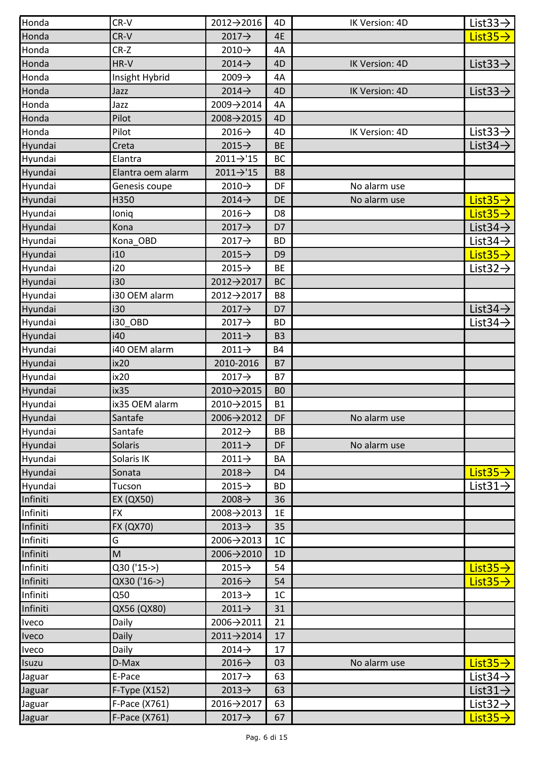| Honda | CR-V | 2012→2016 | 4D | IK Version: 4D | List33→ |
|---|---|---|---|---|---|
| Honda | CR-V | 2017→ | 4E | | List35→ |
| Honda | CR-Z | 2010→ | 4A | | |
| Honda | HR-V | 2014→ | 4D | IK Version: 4D | List33→ |
| Honda | Insight Hybrid | 2009→ | 4A | | |
| Honda | Jazz | 2014→ | 4D | IK Version: 4D | List33→ |
| Honda | Jazz | 2009→2014 | 4A | | |
| Honda | Pilot | 2008→2015 | 4D | | |
| Honda | Pilot | 2016→ | 4D | IK Version: 4D | List33→ |
| Hyundai | Creta | 2015→ | BE | | List34→ |
| Hyundai | Elantra | 2011→'15 | BC | | |
| Hyundai | Elantra oem alarm | 2011→'15 | B8 | | |
| Hyundai | Genesis coupe | 2010→ | DF | No alarm use | |
| Hyundai | H350 | 2014→ | DE | No alarm use | List35→ |
| Hyundai | Ioniq | 2016→ | D8 | | List35→ |
| Hyundai | Kona | 2017→ | D7 | | List34→ |
| Hyundai | Kona_OBD | 2017→ | BD | | List34→ |
| Hyundai | i10 | 2015→ | D9 | | List35→ |
| Hyundai | i20 | 2015→ | BE | | List32→ |
| Hyundai | i30 | 2012→2017 | BC | | |
| Hyundai | i30 OEM alarm | 2012→2017 | B8 | | |
| Hyundai | i30 | 2017→ | D7 | | List34→ |
| Hyundai | i30_OBD | 2017→ | BD | | List34→ |
| Hyundai | i40 | 2011→ | B3 | | |
| Hyundai | i40 OEM alarm | 2011→ | B4 | | |
| Hyundai | ix20 | 2010-2016 | B7 | | |
| Hyundai | ix20 | 2017→ | B7 | | |
| Hyundai | ix35 | 2010→2015 | B0 | | |
| Hyundai | ix35 OEM alarm | 2010→2015 | B1 | | |
| Hyundai | Santafe | 2006→2012 | DF | No alarm use | |
| Hyundai | Santafe | 2012→ | BB | | |
| Hyundai | Solaris | 2011→ | DF | No alarm use | |
| Hyundai | Solaris IK | 2011→ | BA | | |
| Hyundai | Sonata | 2018→ | D4 | | List35→ |
| Hyundai | Tucson | 2015→ | BD | | List31→ |
| Infiniti | EX (QX50) | 2008→ | 36 | | |
| Infiniti | FX | 2008→2013 | 1E | | |
| Infiniti | FX (QX70) | 2013→ | 35 | | |
| Infiniti | G | 2006→2013 | 1C | | |
| Infiniti | M | 2006→2010 | 1D | | |
| Infiniti | Q30 ('15->) | 2015→ | 54 | | List35→ |
| Infiniti | QX30 ('16->) | 2016→ | 54 | | List35→ |
| Infiniti | Q50 | 2013→ | 1C | | |
| Infiniti | QX56 (QX80) | 2011→ | 31 | | |
| Iveco | Daily | 2006→2011 | 21 | | |
| Iveco | Daily | 2011→2014 | 17 | | |
| Iveco | Daily | 2014→ | 17 | | |
| Isuzu | D-Max | 2016→ | 03 | No alarm use | List35→ |
| Jaguar | E-Pace | 2017→ | 63 | | List34→ |
| Jaguar | F-Type (X152) | 2013→ | 63 | | List31→ |
| Jaguar | F-Pace (X761) | 2016→2017 | 63 | | List32→ |
| Jaguar | F-Pace (X761) | 2017→ | 67 | | List35→ |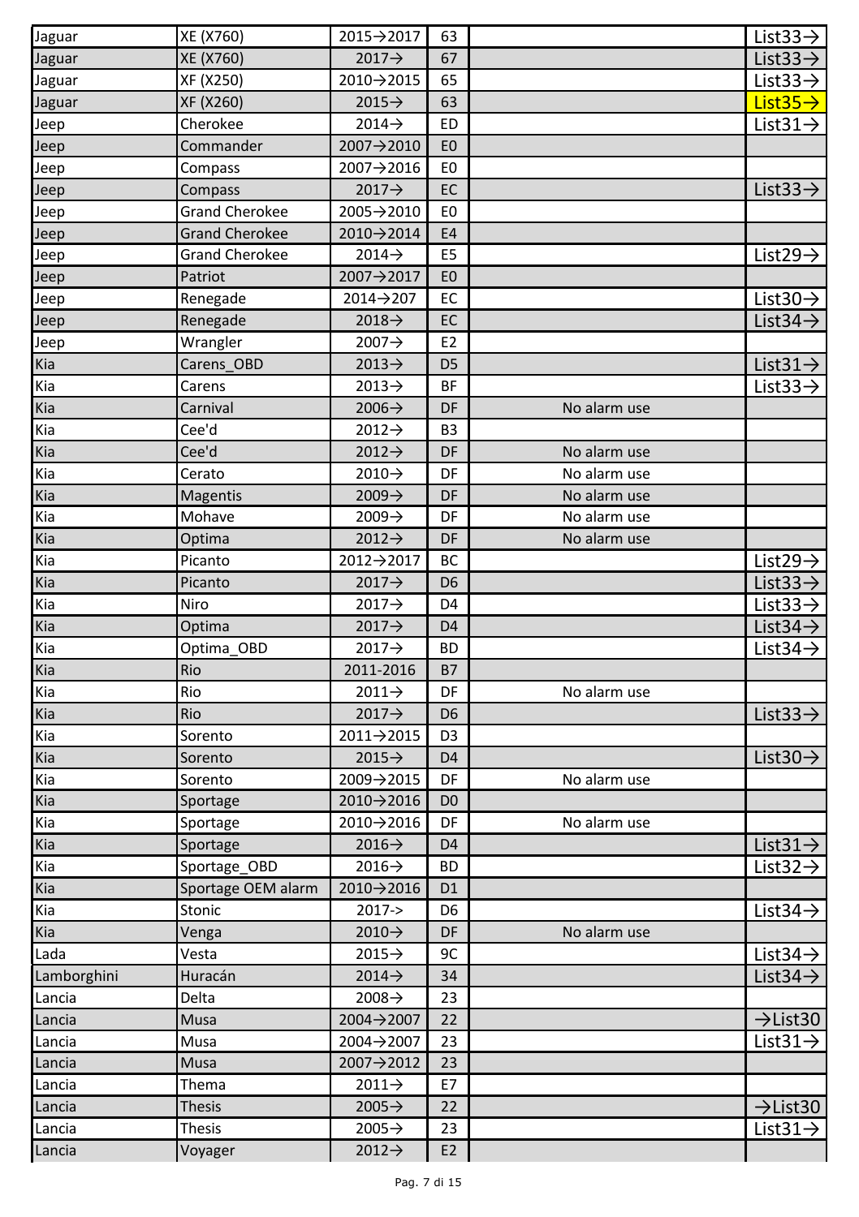| Jaguar | XE (X760) | 2015→2017 | 63 | | List33→ |
|---|---|---|---|---|---|
| Jaguar | XE (X760) | 2017→ | 67 | | List33→ |
| Jaguar | XF (X250) | 2010→2015 | 65 | | List33→ |
| Jaguar | XF (X260) | 2015→ | 63 | | List35→ |
| Jeep | Cherokee | 2014→ | ED | | List31→ |
| Jeep | Commander | 2007→2010 | E0 | | |
| Jeep | Compass | 2007→2016 | E0 | | |
| Jeep | Compass | 2017→ | EC | | List33→ |
| Jeep | Grand Cherokee | 2005→2010 | E0 | | |
| Jeep | Grand Cherokee | 2010→2014 | E4 | | |
| Jeep | Grand Cherokee | 2014→ | E5 | | List29→ |
| Jeep | Patriot | 2007→2017 | E0 | | |
| Jeep | Renegade | 2014→207 | EC | | List30→ |
| Jeep | Renegade | 2018→ | EC | | List34→ |
| Jeep | Wrangler | 2007→ | E2 | | |
| Kia | Carens_OBD | 2013→ | D5 | | List31→ |
| Kia | Carens | 2013→ | BF | | List33→ |
| Kia | Carnival | 2006→ | DF | No alarm use | |
| Kia | Cee'd | 2012→ | B3 | | |
| Kia | Cee'd | 2012→ | DF | No alarm use | |
| Kia | Cerato | 2010→ | DF | No alarm use | |
| Kia | Magentis | 2009→ | DF | No alarm use | |
| Kia | Mohave | 2009→ | DF | No alarm use | |
| Kia | Optima | 2012→ | DF | No alarm use | |
| Kia | Picanto | 2012→2017 | BC | | List29→ |
| Kia | Picanto | 2017→ | D6 | | List33→ |
| Kia | Niro | 2017→ | D4 | | List33→ |
| Kia | Optima | 2017→ | D4 | | List34→ |
| Kia | Optima_OBD | 2017→ | BD | | List34→ |
| Kia | Rio | 2011-2016 | B7 | | |
| Kia | Rio | 2011→ | DF | No alarm use | |
| Kia | Rio | 2017→ | D6 | | List33→ |
| Kia | Sorento | 2011→2015 | D3 | | |
| Kia | Sorento | 2015→ | D4 | | List30→ |
| Kia | Sorento | 2009→2015 | DF | No alarm use | |
| Kia | Sportage | 2010→2016 | D0 | | |
| Kia | Sportage | 2010→2016 | DF | No alarm use | |
| Kia | Sportage | 2016→ | D4 | | List31→ |
| Kia | Sportage_OBD | 2016→ | BD | | List32→ |
| Kia | Sportage OEM alarm | 2010→2016 | D1 | | |
| Kia | Stonic | 2017-> | D6 | | List34→ |
| Kia | Venga | 2010→ | DF | No alarm use | |
| Lada | Vesta | 2015→ | 9C | | List34→ |
| Lamborghini | Huracán | 2014→ | 34 | | List34→ |
| Lancia | Delta | 2008→ | 23 | | |
| Lancia | Musa | 2004→2007 | 22 | | →List30 |
| Lancia | Musa | 2004→2007 | 23 | | List31→ |
| Lancia | Musa | 2007→2012 | 23 | | |
| Lancia | Thema | 2011→ | E7 | | |
| Lancia | Thesis | 2005→ | 22 | | →List30 |
| Lancia | Thesis | 2005→ | 23 | | List31→ |
| Lancia | Voyager | 2012→ | E2 | | |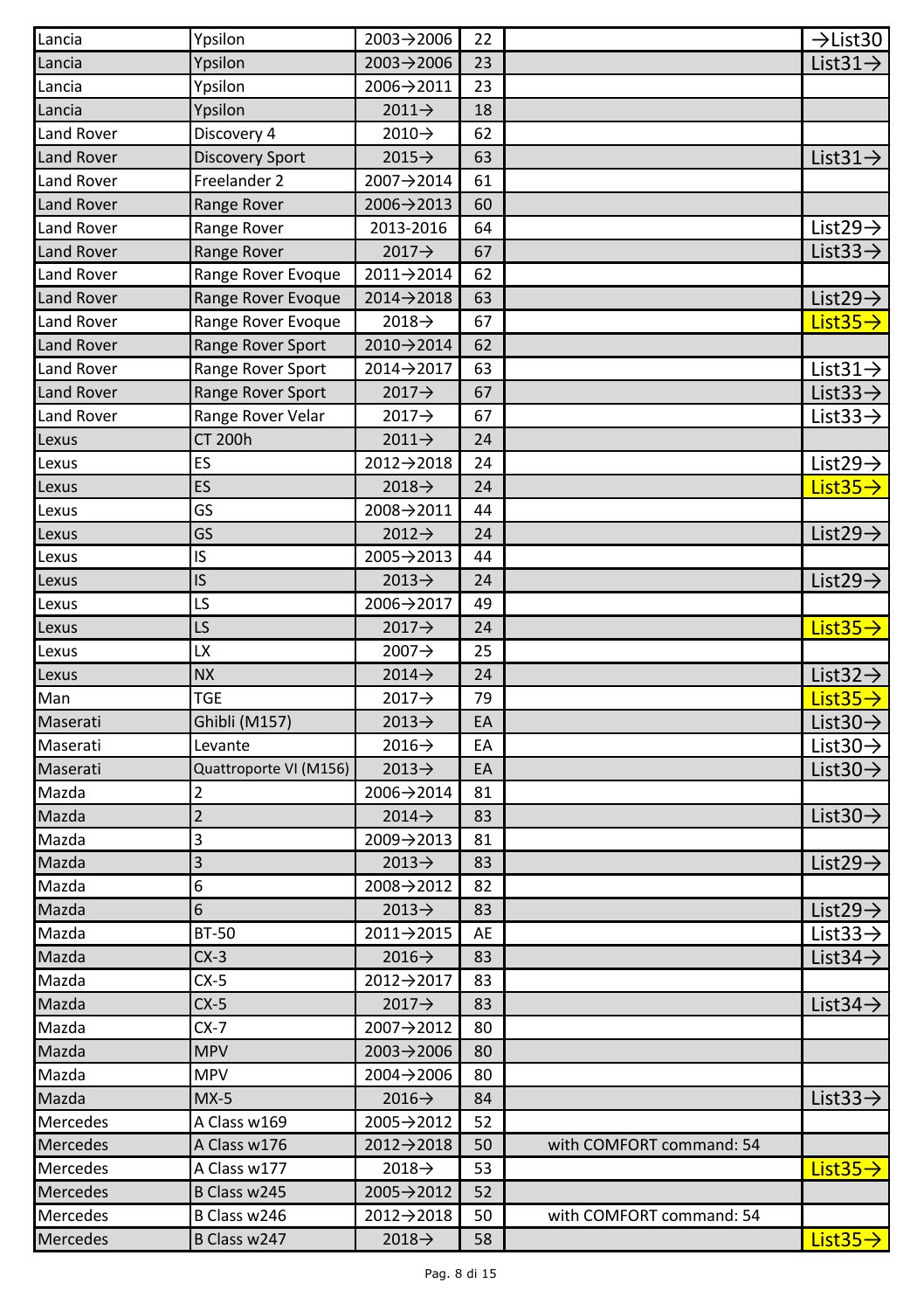| Lancia | Ypsilon | 2003→2006 | 22 | | →List30 |
|---|---|---|---|---|---|
| Lancia | Ypsilon | 2003→2006 | 23 | | List31→ |
| Lancia | Ypsilon | 2006→2011 | 23 | | |
| Lancia | Ypsilon | 2011→ | 18 | | |
| Land Rover | Discovery 4 | 2010→ | 62 | | |
| Land Rover | Discovery Sport | 2015→ | 63 | | List31→ |
| Land Rover | Freelander 2 | 2007→2014 | 61 | | |
| Land Rover | Range Rover | 2006→2013 | 60 | | |
| Land Rover | Range Rover | 2013-2016 | 64 | | List29→ |
| Land Rover | Range Rover | 2017→ | 67 | | List33→ |
| Land Rover | Range Rover Evoque | 2011→2014 | 62 | | |
| Land Rover | Range Rover Evoque | 2014→2018 | 63 | | List29→ |
| Land Rover | Range Rover Evoque | 2018→ | 67 | | List35→ |
| Land Rover | Range Rover Sport | 2010→2014 | 62 | | |
| Land Rover | Range Rover Sport | 2014→2017 | 63 | | List31→ |
| Land Rover | Range Rover Sport | 2017→ | 67 | | List33→ |
| Land Rover | Range Rover Velar | 2017→ | 67 | | List33→ |
| Lexus | CT 200h | 2011→ | 24 | | |
| Lexus | ES | 2012→2018 | 24 | | List29→ |
| Lexus | ES | 2018→ | 24 | | List35→ |
| Lexus | GS | 2008→2011 | 44 | | |
| Lexus | GS | 2012→ | 24 | | List29→ |
| Lexus | IS | 2005→2013 | 44 | | |
| Lexus | IS | 2013→ | 24 | | List29→ |
| Lexus | LS | 2006→2017 | 49 | | |
| Lexus | LS | 2017→ | 24 | | List35→ |
| Lexus | LX | 2007→ | 25 | | |
| Lexus | NX | 2014→ | 24 | | List32→ |
| Man | TGE | 2017→ | 79 | | List35→ |
| Maserati | Ghibli (M157) | 2013→ | EA | | List30→ |
| Maserati | Levante | 2016→ | EA | | List30→ |
| Maserati | Quattroporte VI (M156) | 2013→ | EA | | List30→ |
| Mazda | 2 | 2006→2014 | 81 | | |
| Mazda | 2 | 2014→ | 83 | | List30→ |
| Mazda | 3 | 2009→2013 | 81 | | |
| Mazda | 3 | 2013→ | 83 | | List29→ |
| Mazda | 6 | 2008→2012 | 82 | | |
| Mazda | 6 | 2013→ | 83 | | List29→ |
| Mazda | BT-50 | 2011→2015 | AE | | List33→ |
| Mazda | CX-3 | 2016→ | 83 | | List34→ |
| Mazda | CX-5 | 2012→2017 | 83 | | |
| Mazda | CX-5 | 2017→ | 83 | | List34→ |
| Mazda | CX-7 | 2007→2012 | 80 | | |
| Mazda | MPV | 2003→2006 | 80 | | |
| Mazda | MPV | 2004→2006 | 80 | | |
| Mazda | MX-5 | 2016→ | 84 | | List33→ |
| Mercedes | A Class w169 | 2005→2012 | 52 | | |
| Mercedes | A Class w176 | 2012→2018 | 50 | with COMFORT command: 54 | |
| Mercedes | A Class w177 | 2018→ | 53 | | List35→ |
| Mercedes | B Class w245 | 2005→2012 | 52 | | |
| Mercedes | B Class w246 | 2012→2018 | 50 | with COMFORT command: 54 | |
| Mercedes | B Class w247 | 2018→ | 58 | | List35→ |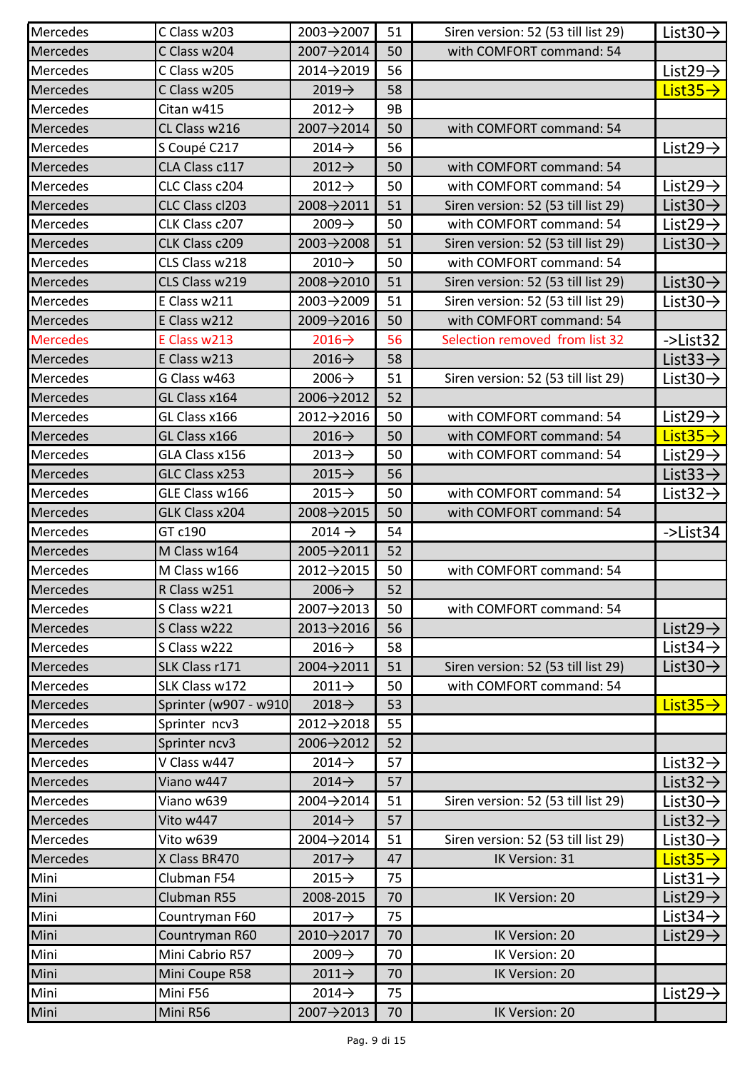| Mercedes | C Class w203 | 2003→2007 | 51 | Siren version: 52 (53 till list 29) | List30→ |
|---|---|---|---|---|---|
| Mercedes | C Class w204 | 2007→2014 | 50 | with COMFORT command: 54 | |
| Mercedes | C Class w205 | 2014→2019 | 56 | | List29→ |
| Mercedes | C Class w205 | 2019→ | 58 | | List35→ |
| Mercedes | Citan w415 | 2012→ | 9B | | |
| Mercedes | CL Class w216 | 2007→2014 | 50 | with COMFORT command: 54 | |
| Mercedes | S Coupé C217 | 2014→ | 56 | | List29→ |
| Mercedes | CLA Class c117 | 2012→ | 50 | with COMFORT command: 54 | |
| Mercedes | CLC Class c204 | 2012→ | 50 | with COMFORT command: 54 | List29→ |
| Mercedes | CLC Class cl203 | 2008→2011 | 51 | Siren version: 52 (53 till list 29) | List30→ |
| Mercedes | CLK Class c207 | 2009→ | 50 | with COMFORT command: 54 | List29→ |
| Mercedes | CLK Class c209 | 2003→2008 | 51 | Siren version: 52 (53 till list 29) | List30→ |
| Mercedes | CLS Class w218 | 2010→ | 50 | with COMFORT command: 54 | |
| Mercedes | CLS Class w219 | 2008→2010 | 51 | Siren version: 52 (53 till list 29) | List30→ |
| Mercedes | E Class w211 | 2003→2009 | 51 | Siren version: 52 (53 till list 29) | List30→ |
| Mercedes | E Class w212 | 2009→2016 | 50 | with COMFORT command: 54 | |
| Mercedes | E Class w213 | 2016→ | 56 | Selection removed from list 32 | ->List32 |
| Mercedes | E Class w213 | 2016→ | 58 | | List33→ |
| Mercedes | G Class w463 | 2006→ | 51 | Siren version: 52 (53 till list 29) | List30→ |
| Mercedes | GL Class x164 | 2006→2012 | 52 | | |
| Mercedes | GL Class x166 | 2012→2016 | 50 | with COMFORT command: 54 | List29→ |
| Mercedes | GL Class x166 | 2016→ | 50 | with COMFORT command: 54 | List35→ |
| Mercedes | GLA Class x156 | 2013→ | 50 | with COMFORT command: 54 | List29→ |
| Mercedes | GLC Class x253 | 2015→ | 56 | | List33→ |
| Mercedes | GLE Class w166 | 2015→ | 50 | with COMFORT command: 54 | List32→ |
| Mercedes | GLK Class x204 | 2008→2015 | 50 | with COMFORT command: 54 | |
| Mercedes | GT c190 | 2014 → | 54 | | ->List34 |
| Mercedes | M Class w164 | 2005→2011 | 52 | | |
| Mercedes | M Class w166 | 2012→2015 | 50 | with COMFORT command: 54 | |
| Mercedes | R Class w251 | 2006→ | 52 | | |
| Mercedes | S Class w221 | 2007→2013 | 50 | with COMFORT command: 54 | |
| Mercedes | S Class w222 | 2013→2016 | 56 | | List29→ |
| Mercedes | S Class w222 | 2016→ | 58 | | List34→ |
| Mercedes | SLK Class r171 | 2004→2011 | 51 | Siren version: 52 (53 till list 29) | List30→ |
| Mercedes | SLK Class w172 | 2011→ | 50 | with COMFORT command: 54 | |
| Mercedes | Sprinter (w907 - w910 | 2018→ | 53 | | List35→ |
| Mercedes | Sprinter ncv3 | 2012→2018 | 55 | | |
| Mercedes | Sprinter ncv3 | 2006→2012 | 52 | | |
| Mercedes | V Class w447 | 2014→ | 57 | | List32→ |
| Mercedes | Viano w447 | 2014→ | 57 | | List32→ |
| Mercedes | Viano w639 | 2004→2014 | 51 | Siren version: 52 (53 till list 29) | List30→ |
| Mercedes | Vito w447 | 2014→ | 57 | | List32→ |
| Mercedes | Vito w639 | 2004→2014 | 51 | Siren version: 52 (53 till list 29) | List30→ |
| Mercedes | X Class BR470 | 2017→ | 47 | IK Version: 31 | List35→ |
| Mini | Clubman F54 | 2015→ | 75 | | List31→ |
| Mini | Clubman R55 | 2008-2015 | 70 | IK Version: 20 | List29→ |
| Mini | Countryman F60 | 2017→ | 75 | | List34→ |
| Mini | Countryman R60 | 2010→2017 | 70 | IK Version: 20 | List29→ |
| Mini | Mini Cabrio R57 | 2009→ | 70 | IK Version: 20 | |
| Mini | Mini Coupe R58 | 2011→ | 70 | IK Version: 20 | |
| Mini | Mini F56 | 2014→ | 75 | | List29→ |
| Mini | Mini R56 | 2007→2013 | 70 | IK Version: 20 | |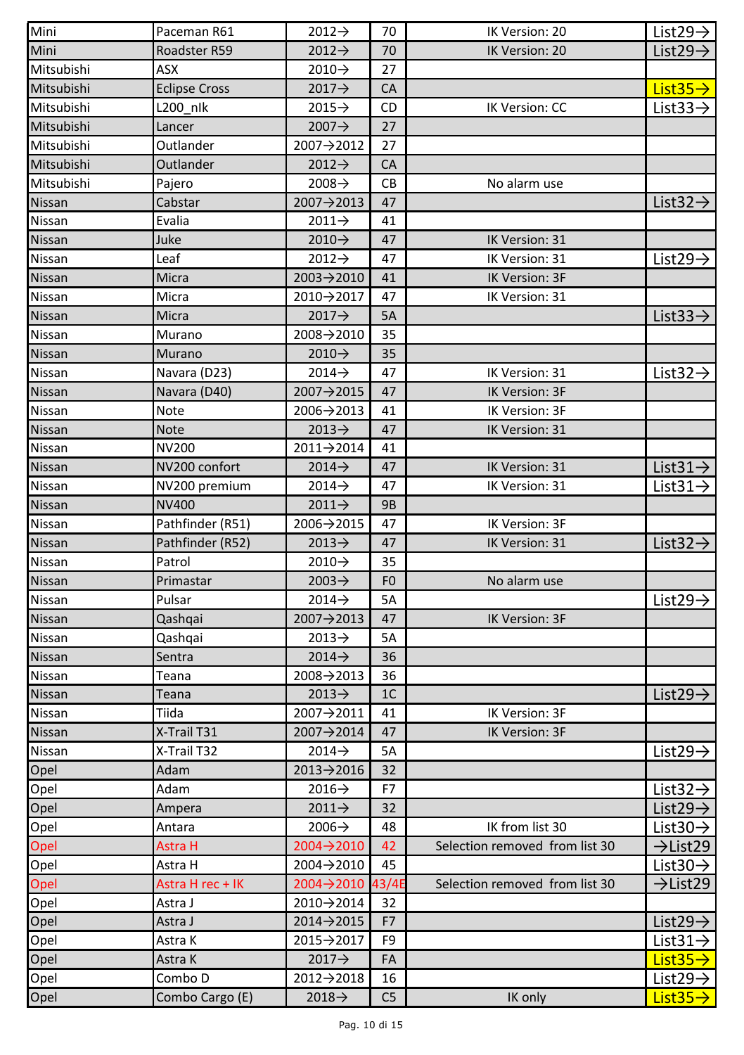| | | | | | |
|---|---|---|---|---|---|
| Mini | Paceman R61 | 2012→ | 70 | IK Version: 20 | List29→ |
| Mini | Roadster R59 | 2012→ | 70 | IK Version: 20 | List29→ |
| Mitsubishi | ASX | 2010→ | 27 | | |
| Mitsubishi | Eclipse Cross | 2017→ | CA | | List35→ |
| Mitsubishi | L200_nlk | 2015→ | CD | IK Version: CC | List33→ |
| Mitsubishi | Lancer | 2007→ | 27 | | |
| Mitsubishi | Outlander | 2007→2012 | 27 | | |
| Mitsubishi | Outlander | 2012→ | CA | | |
| Mitsubishi | Pajero | 2008→ | CB | No alarm use | |
| Nissan | Cabstar | 2007→2013 | 47 | | List32→ |
| Nissan | Evalia | 2011→ | 41 | | |
| Nissan | Juke | 2010→ | 47 | IK Version: 31 | |
| Nissan | Leaf | 2012→ | 47 | IK Version: 31 | List29→ |
| Nissan | Micra | 2003→2010 | 41 | IK Version: 3F | |
| Nissan | Micra | 2010→2017 | 47 | IK Version: 31 | |
| Nissan | Micra | 2017→ | 5A | | List33→ |
| Nissan | Murano | 2008→2010 | 35 | | |
| Nissan | Murano | 2010→ | 35 | | |
| Nissan | Navara (D23) | 2014→ | 47 | IK Version: 31 | List32→ |
| Nissan | Navara (D40) | 2007→2015 | 47 | IK Version: 3F | |
| Nissan | Note | 2006→2013 | 41 | IK Version: 3F | |
| Nissan | Note | 2013→ | 47 | IK Version: 31 | |
| Nissan | NV200 | 2011→2014 | 41 | | |
| Nissan | NV200 confort | 2014→ | 47 | IK Version: 31 | List31→ |
| Nissan | NV200 premium | 2014→ | 47 | IK Version: 31 | List31→ |
| Nissan | NV400 | 2011→ | 9B | | |
| Nissan | Pathfinder (R51) | 2006→2015 | 47 | IK Version: 3F | |
| Nissan | Pathfinder (R52) | 2013→ | 47 | IK Version: 31 | List32→ |
| Nissan | Patrol | 2010→ | 35 | | |
| Nissan | Primastar | 2003→ | F0 | No alarm use | |
| Nissan | Pulsar | 2014→ | 5A | | List29→ |
| Nissan | Qashqai | 2007→2013 | 47 | IK Version: 3F | |
| Nissan | Qashqai | 2013→ | 5A | | |
| Nissan | Sentra | 2014→ | 36 | | |
| Nissan | Teana | 2008→2013 | 36 | | |
| Nissan | Teana | 2013→ | 1C | | List29→ |
| Nissan | Tiida | 2007→2011 | 41 | IK Version: 3F | |
| Nissan | X-Trail T31 | 2007→2014 | 47 | IK Version: 3F | |
| Nissan | X-Trail T32 | 2014→ | 5A | | List29→ |
| Opel | Adam | 2013→2016 | 32 | | |
| Opel | Adam | 2016→ | F7 | | List32→ |
| Opel | Ampera | 2011→ | 32 | | List29→ |
| Opel | Antara | 2006→ | 48 | IK from list 30 | List30→ |
| Opel | Astra H | 2004→2010 | 42 | Selection removed from list 30 | →List29 |
| Opel | Astra H | 2004→2010 | 45 | | List30→ |
| Opel | Astra H rec + IK | 2004→2010 | 43/4E | Selection removed from list 30 | →List29 |
| Opel | Astra J | 2010→2014 | 32 | | |
| Opel | Astra J | 2014→2015 | F7 | | List29→ |
| Opel | Astra K | 2015→2017 | F9 | | List31→ |
| Opel | Astra K | 2017→ | FA | | List35→ |
| Opel | Combo D | 2012→2018 | 16 | | List29→ |
| Opel | Combo Cargo (E) | 2018→ | C5 | IK only | List35→ |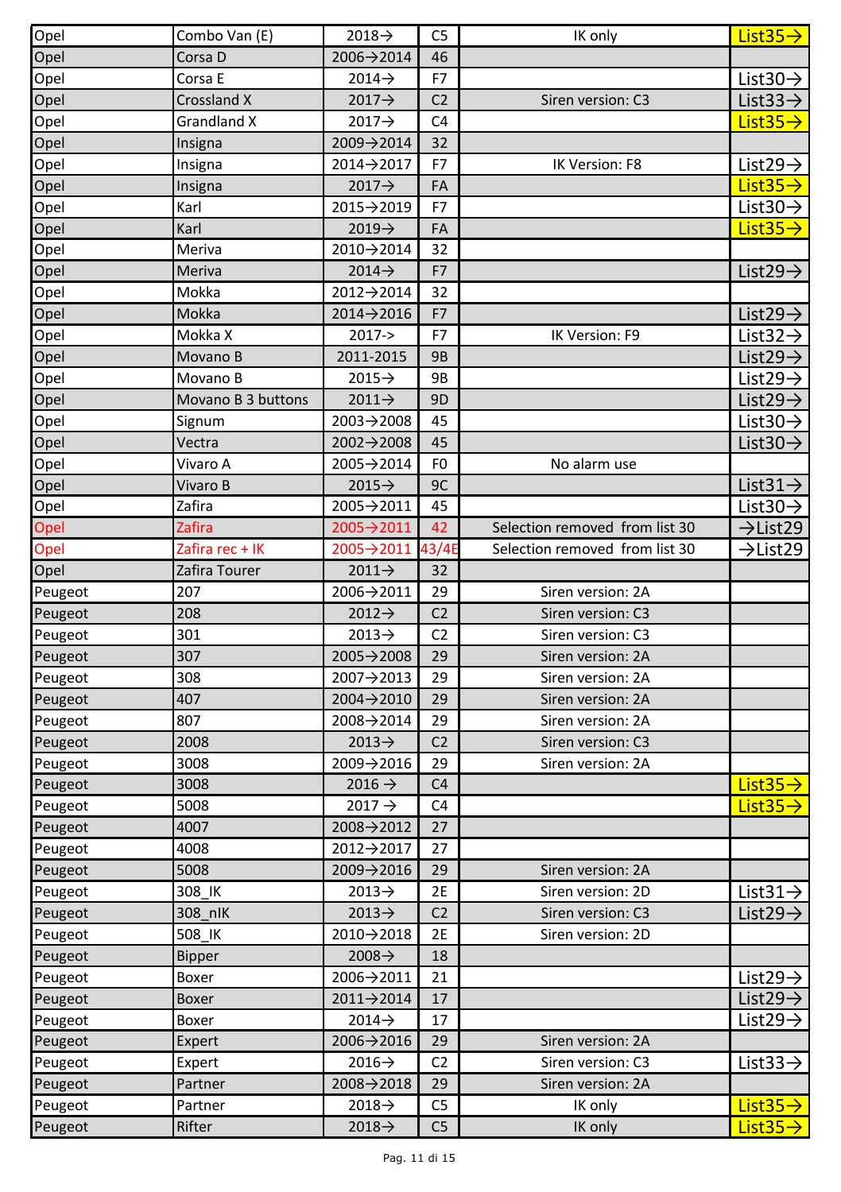| | | | | | |
|---|---|---|---|---|---|
| Opel | Combo Van (E) | 2018→ | C5 | IK only | List35→ |
| Opel | Corsa D | 2006→2014 | 46 | | |
| Opel | Corsa E | 2014→ | F7 | | List30→ |
| Opel | Crossland X | 2017→ | C2 | Siren version: C3 | List33→ |
| Opel | Grandland X | 2017→ | C4 | | List35→ |
| Opel | Insigna | 2009→2014 | 32 | | |
| Opel | Insigna | 2014→2017 | F7 | IK Version: F8 | List29→ |
| Opel | Insigna | 2017→ | FA | | List35→ |
| Opel | Karl | 2015→2019 | F7 | | List30→ |
| Opel | Karl | 2019→ | FA | | List35→ |
| Opel | Meriva | 2010→2014 | 32 | | |
| Opel | Meriva | 2014→ | F7 | | List29→ |
| Opel | Mokka | 2012→2014 | 32 | | |
| Opel | Mokka | 2014→2016 | F7 | | List29→ |
| Opel | Mokka X | 2017-> | F7 | IK Version: F9 | List32→ |
| Opel | Movano B | 2011-2015 | 9B | | List29→ |
| Opel | Movano B | 2015→ | 9B | | List29→ |
| Opel | Movano B 3 buttons | 2011→ | 9D | | List29→ |
| Opel | Signum | 2003→2008 | 45 | | List30→ |
| Opel | Vectra | 2002→2008 | 45 | | List30→ |
| Opel | Vivaro A | 2005→2014 | F0 | No alarm use | |
| Opel | Vivaro B | 2015→ | 9C | | List31→ |
| Opel | Zafira | 2005→2011 | 45 | | List30→ |
| Opel | Zafira | 2005→2011 | 42 | Selection removed from list 30 | →List29 |
| Opel | Zafira rec + IK | 2005→2011 | 43/4E | Selection removed from list 30 | →List29 |
| Opel | Zafira Tourer | 2011→ | 32 | | |
| Peugeot | 207 | 2006→2011 | 29 | Siren version: 2A | |
| Peugeot | 208 | 2012→ | C2 | Siren version: C3 | |
| Peugeot | 301 | 2013→ | C2 | Siren version: C3 | |
| Peugeot | 307 | 2005→2008 | 29 | Siren version: 2A | |
| Peugeot | 308 | 2007→2013 | 29 | Siren version: 2A | |
| Peugeot | 407 | 2004→2010 | 29 | Siren version: 2A | |
| Peugeot | 807 | 2008→2014 | 29 | Siren version: 2A | |
| Peugeot | 2008 | 2013→ | C2 | Siren version: C3 | |
| Peugeot | 3008 | 2009→2016 | 29 | Siren version: 2A | |
| Peugeot | 3008 | 2016 → | C4 | | List35→ |
| Peugeot | 5008 | 2017 → | C4 | | List35→ |
| Peugeot | 4007 | 2008→2012 | 27 | | |
| Peugeot | 4008 | 2012→2017 | 27 | | |
| Peugeot | 5008 | 2009→2016 | 29 | Siren version: 2A | |
| Peugeot | 308_IK | 2013→ | 2E | Siren version: 2D | List31→ |
| Peugeot | 308_nIK | 2013→ | C2 | Siren version: C3 | List29→ |
| Peugeot | 508_IK | 2010→2018 | 2E | Siren version: 2D | |
| Peugeot | Bipper | 2008→ | 18 | | |
| Peugeot | Boxer | 2006→2011 | 21 | | List29→ |
| Peugeot | Boxer | 2011→2014 | 17 | | List29→ |
| Peugeot | Boxer | 2014→ | 17 | | List29→ |
| Peugeot | Expert | 2006→2016 | 29 | Siren version: 2A | |
| Peugeot | Expert | 2016→ | C2 | Siren version: C3 | List33→ |
| Peugeot | Partner | 2008→2018 | 29 | Siren version: 2A | |
| Peugeot | Partner | 2018→ | C5 | IK only | List35→ |
| Peugeot | Rifter | 2018→ | C5 | IK only | List35→ |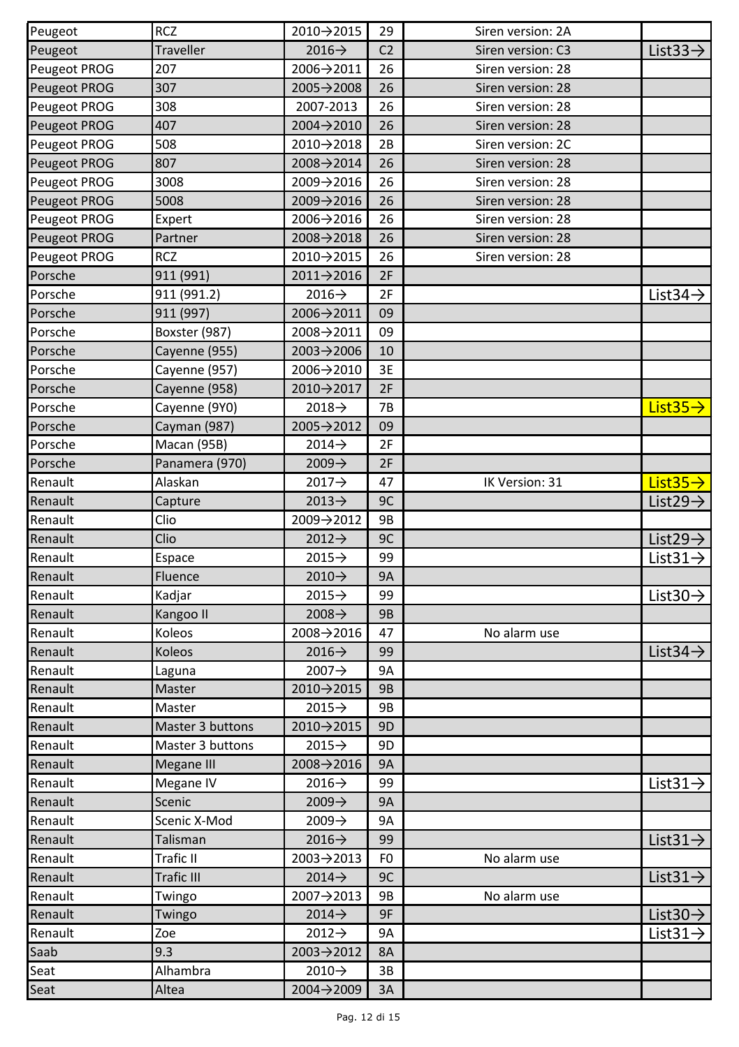| Peugeot | RCZ | 2010→2015 | 29 | Siren version: 2A | |
|---|---|---|---|---|---|
| Peugeot | Traveller | 2016→ | C2 | Siren version: C3 | List33→ |
| Peugeot PROG | 207 | 2006→2011 | 26 | Siren version: 28 | |
| Peugeot PROG | 307 | 2005→2008 | 26 | Siren version: 28 | |
| Peugeot PROG | 308 | 2007-2013 | 26 | Siren version: 28 | |
| Peugeot PROG | 407 | 2004→2010 | 26 | Siren version: 28 | |
| Peugeot PROG | 508 | 2010→2018 | 2B | Siren version: 2C | |
| Peugeot PROG | 807 | 2008→2014 | 26 | Siren version: 28 | |
| Peugeot PROG | 3008 | 2009→2016 | 26 | Siren version: 28 | |
| Peugeot PROG | 5008 | 2009→2016 | 26 | Siren version: 28 | |
| Peugeot PROG | Expert | 2006→2016 | 26 | Siren version: 28 | |
| Peugeot PROG | Partner | 2008→2018 | 26 | Siren version: 28 | |
| Peugeot PROG | RCZ | 2010→2015 | 26 | Siren version: 28 | |
| Porsche | 911 (991) | 2011→2016 | 2F | | |
| Porsche | 911 (991.2) | 2016→ | 2F | | List34→ |
| Porsche | 911 (997) | 2006→2011 | 09 | | |
| Porsche | Boxster (987) | 2008→2011 | 09 | | |
| Porsche | Cayenne (955) | 2003→2006 | 10 | | |
| Porsche | Cayenne (957) | 2006→2010 | 3E | | |
| Porsche | Cayenne (958) | 2010→2017 | 2F | | |
| Porsche | Cayenne (9Y0) | 2018→ | 7B | | List35→ |
| Porsche | Cayman (987) | 2005→2012 | 09 | | |
| Porsche | Macan (95B) | 2014→ | 2F | | |
| Porsche | Panamera (970) | 2009→ | 2F | | |
| Renault | Alaskan | 2017→ | 47 | IK Version: 31 | List35→ |
| Renault | Capture | 2013→ | 9C | | List29→ |
| Renault | Clio | 2009→2012 | 9B | | |
| Renault | Clio | 2012→ | 9C | | List29→ |
| Renault | Espace | 2015→ | 99 | | List31→ |
| Renault | Fluence | 2010→ | 9A | | |
| Renault | Kadjar | 2015→ | 99 | | List30→ |
| Renault | Kangoo II | 2008→ | 9B | | |
| Renault | Koleos | 2008→2016 | 47 | No alarm use | |
| Renault | Koleos | 2016→ | 99 | | List34→ |
| Renault | Laguna | 2007→ | 9A | | |
| Renault | Master | 2010→2015 | 9B | | |
| Renault | Master | 2015→ | 9B | | |
| Renault | Master 3 buttons | 2010→2015 | 9D | | |
| Renault | Master 3 buttons | 2015→ | 9D | | |
| Renault | Megane III | 2008→2016 | 9A | | |
| Renault | Megane IV | 2016→ | 99 | | List31→ |
| Renault | Scenic | 2009→ | 9A | | |
| Renault | Scenic X-Mod | 2009→ | 9A | | |
| Renault | Talisman | 2016→ | 99 | | List31→ |
| Renault | Trafic II | 2003→2013 | F0 | No alarm use | |
| Renault | Trafic III | 2014→ | 9C | | List31→ |
| Renault | Twingo | 2007→2013 | 9B | No alarm use | |
| Renault | Twingo | 2014→ | 9F | | List30→ |
| Renault | Zoe | 2012→ | 9A | | List31→ |
| Saab | 9.3 | 2003→2012 | 8A | | |
| Seat | Alhambra | 2010→ | 3B | | |
| Seat | Altea | 2004→2009 | 3A | | |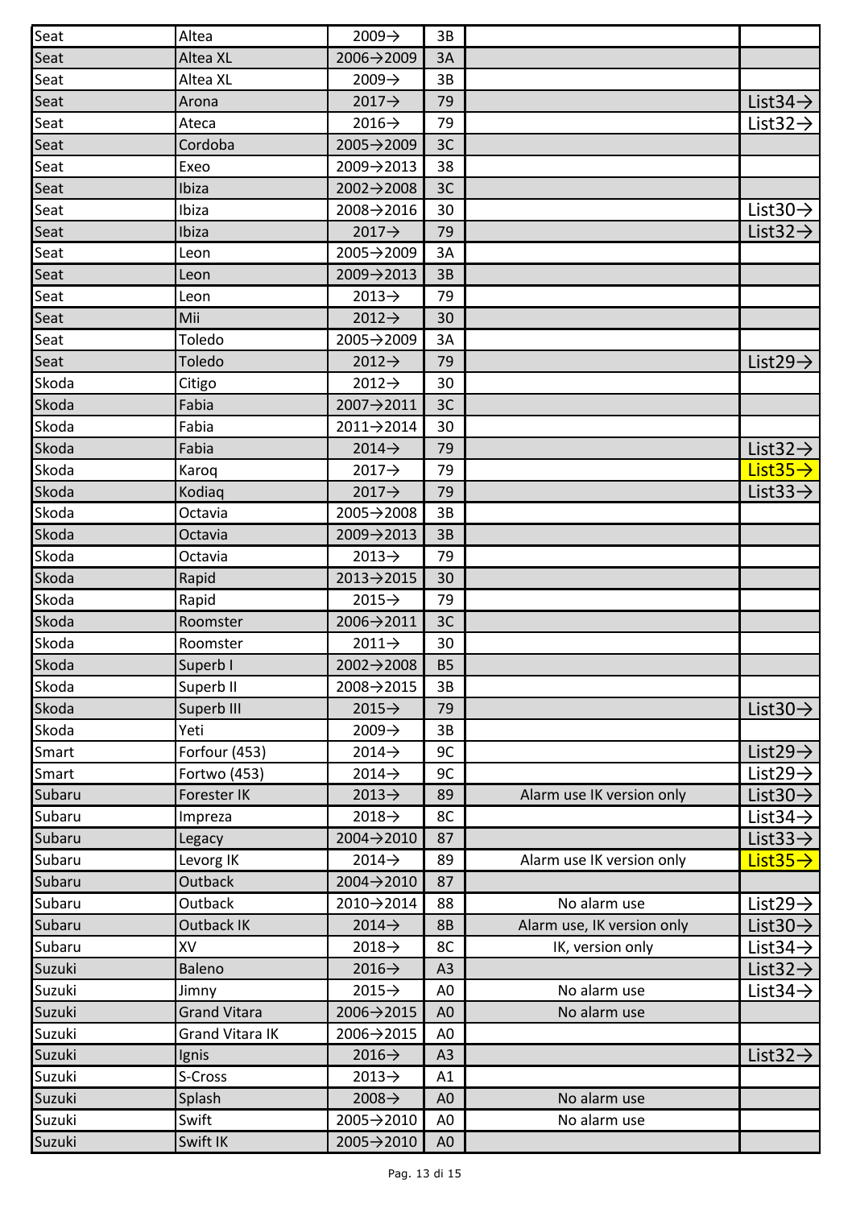| | | | | | |
|---|---|---|---|---|---|
| Seat | Altea | 2009→ | 3B | | |
| Seat | Altea XL | 2006→2009 | 3A | | |
| Seat | Altea XL | 2009→ | 3B | | |
| Seat | Arona | 2017→ | 79 | | List34→ |
| Seat | Ateca | 2016→ | 79 | | List32→ |
| Seat | Cordoba | 2005→2009 | 3C | | |
| Seat | Exeo | 2009→2013 | 38 | | |
| Seat | Ibiza | 2002→2008 | 3C | | |
| Seat | Ibiza | 2008→2016 | 30 | | List30→ |
| Seat | Ibiza | 2017→ | 79 | | List32→ |
| Seat | Leon | 2005→2009 | 3A | | |
| Seat | Leon | 2009→2013 | 3B | | |
| Seat | Leon | 2013→ | 79 | | |
| Seat | Mii | 2012→ | 30 | | |
| Seat | Toledo | 2005→2009 | 3A | | |
| Seat | Toledo | 2012→ | 79 | | List29→ |
| Skoda | Citigo | 2012→ | 30 | | |
| Skoda | Fabia | 2007→2011 | 3C | | |
| Skoda | Fabia | 2011→2014 | 30 | | |
| Skoda | Fabia | 2014→ | 79 | | List32→ |
| Skoda | Karoq | 2017→ | 79 | | List35→ |
| Skoda | Kodiaq | 2017→ | 79 | | List33→ |
| Skoda | Octavia | 2005→2008 | 3B | | |
| Skoda | Octavia | 2009→2013 | 3B | | |
| Skoda | Octavia | 2013→ | 79 | | |
| Skoda | Rapid | 2013→2015 | 30 | | |
| Skoda | Rapid | 2015→ | 79 | | |
| Skoda | Roomster | 2006→2011 | 3C | | |
| Skoda | Roomster | 2011→ | 30 | | |
| Skoda | Superb I | 2002→2008 | B5 | | |
| Skoda | Superb II | 2008→2015 | 3B | | |
| Skoda | Superb III | 2015→ | 79 | | List30→ |
| Skoda | Yeti | 2009→ | 3B | | |
| Smart | Forfour (453) | 2014→ | 9C | | List29→ |
| Smart | Fortwo (453) | 2014→ | 9C | | List29→ |
| Subaru | Forester IK | 2013→ | 89 | Alarm use IK version only | List30→ |
| Subaru | Impreza | 2018→ | 8C | | List34→ |
| Subaru | Legacy | 2004→2010 | 87 | | List33→ |
| Subaru | Levorg IK | 2014→ | 89 | Alarm use IK version only | List35→ |
| Subaru | Outback | 2004→2010 | 87 | | |
| Subaru | Outback | 2010→2014 | 88 | No alarm use | List29→ |
| Subaru | Outback IK | 2014→ | 8B | Alarm use, IK version only | List30→ |
| Subaru | XV | 2018→ | 8C | IK, version only | List34→ |
| Suzuki | Baleno | 2016→ | A3 | | List32→ |
| Suzuki | Jimny | 2015→ | A0 | No alarm use | List34→ |
| Suzuki | Grand Vitara | 2006→2015 | A0 | No alarm use | |
| Suzuki | Grand Vitara IK | 2006→2015 | A0 | | |
| Suzuki | Ignis | 2016→ | A3 | | List32→ |
| Suzuki | S-Cross | 2013→ | A1 | | |
| Suzuki | Splash | 2008→ | A0 | No alarm use | |
| Suzuki | Swift | 2005→2010 | A0 | No alarm use | |
| Suzuki | Swift IK | 2005→2010 | A0 | | |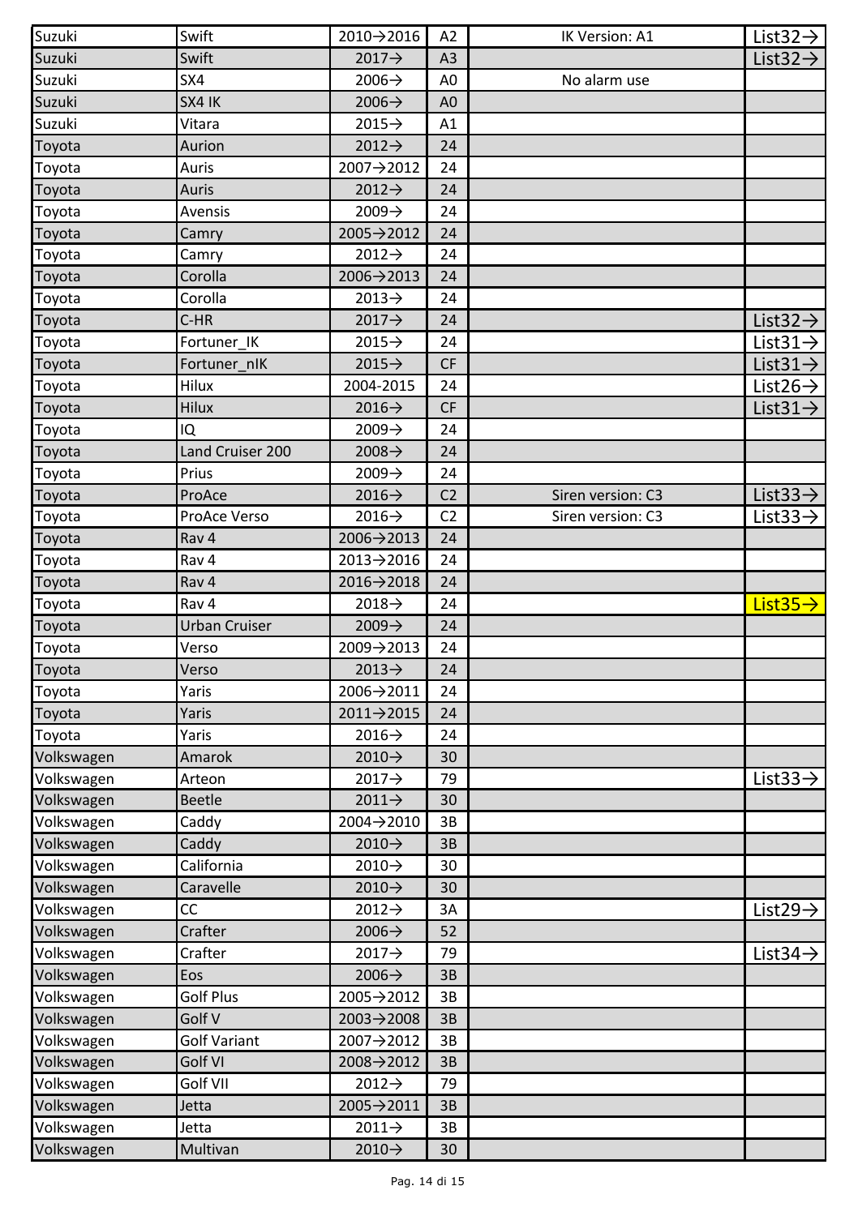| | | | | | |
|---|---|---|---|---|---|
| Suzuki | Swift | 2010→2016 | A2 | IK Version: A1 | List32→ |
| Suzuki | Swift | 2017→ | A3 | | List32→ |
| Suzuki | SX4 | 2006→ | A0 | No alarm use | |
| Suzuki | SX4 IK | 2006→ | A0 | | |
| Suzuki | Vitara | 2015→ | A1 | | |
| Toyota | Aurion | 2012→ | 24 | | |
| Toyota | Auris | 2007→2012 | 24 | | |
| Toyota | Auris | 2012→ | 24 | | |
| Toyota | Avensis | 2009→ | 24 | | |
| Toyota | Camry | 2005→2012 | 24 | | |
| Toyota | Camry | 2012→ | 24 | | |
| Toyota | Corolla | 2006→2013 | 24 | | |
| Toyota | Corolla | 2013→ | 24 | | |
| Toyota | C-HR | 2017→ | 24 | | List32→ |
| Toyota | Fortuner_IK | 2015→ | 24 | | List31→ |
| Toyota | Fortuner_nIK | 2015→ | CF | | List31→ |
| Toyota | Hilux | 2004-2015 | 24 | | List26→ |
| Toyota | Hilux | 2016→ | CF | | List31→ |
| Toyota | IQ | 2009→ | 24 | | |
| Toyota | Land Cruiser 200 | 2008→ | 24 | | |
| Toyota | Prius | 2009→ | 24 | | |
| Toyota | ProAce | 2016→ | C2 | Siren version: C3 | List33→ |
| Toyota | ProAce Verso | 2016→ | C2 | Siren version: C3 | List33→ |
| Toyota | Rav 4 | 2006→2013 | 24 | | |
| Toyota | Rav 4 | 2013→2016 | 24 | | |
| Toyota | Rav 4 | 2016→2018 | 24 | | |
| Toyota | Rav 4 | 2018→ | 24 | | List35→ |
| Toyota | Urban Cruiser | 2009→ | 24 | | |
| Toyota | Verso | 2009→2013 | 24 | | |
| Toyota | Verso | 2013→ | 24 | | |
| Toyota | Yaris | 2006→2011 | 24 | | |
| Toyota | Yaris | 2011→2015 | 24 | | |
| Toyota | Yaris | 2016→ | 24 | | |
| Volkswagen | Amarok | 2010→ | 30 | | |
| Volkswagen | Arteon | 2017→ | 79 | | List33→ |
| Volkswagen | Beetle | 2011→ | 30 | | |
| Volkswagen | Caddy | 2004→2010 | 3B | | |
| Volkswagen | Caddy | 2010→ | 3B | | |
| Volkswagen | California | 2010→ | 30 | | |
| Volkswagen | Caravelle | 2010→ | 30 | | |
| Volkswagen | CC | 2012→ | 3A | | List29→ |
| Volkswagen | Crafter | 2006→ | 52 | | |
| Volkswagen | Crafter | 2017→ | 79 | | List34→ |
| Volkswagen | Eos | 2006→ | 3B | | |
| Volkswagen | Golf Plus | 2005→2012 | 3B | | |
| Volkswagen | Golf V | 2003→2008 | 3B | | |
| Volkswagen | Golf Variant | 2007→2012 | 3B | | |
| Volkswagen | Golf VI | 2008→2012 | 3B | | |
| Volkswagen | Golf VII | 2012→ | 79 | | |
| Volkswagen | Jetta | 2005→2011 | 3B | | |
| Volkswagen | Jetta | 2011→ | 3B | | |
| Volkswagen | Multivan | 2010→ | 30 | | |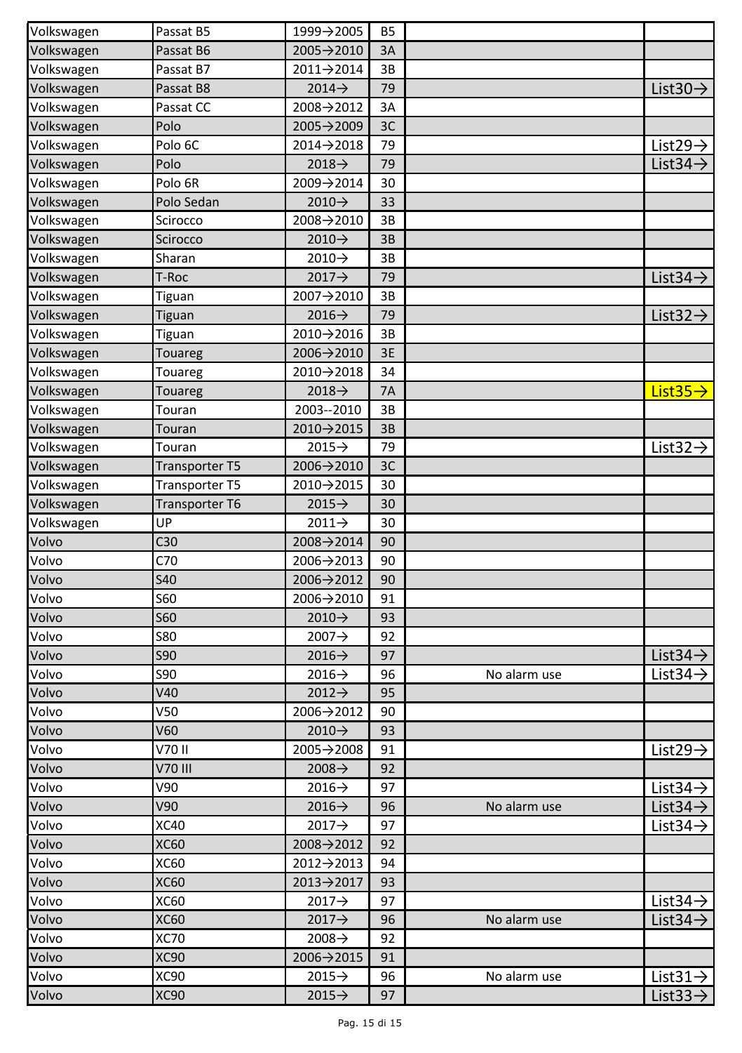| | | | | | |
|---|---|---|---|---|---|
| Volkswagen | Passat B5 | 1999→2005 | B5 | | |
| Volkswagen | Passat B6 | 2005→2010 | 3A | | |
| Volkswagen | Passat B7 | 2011→2014 | 3B | | |
| Volkswagen | Passat B8 | 2014→ | 79 | | List30→ |
| Volkswagen | Passat CC | 2008→2012 | 3A | | |
| Volkswagen | Polo | 2005→2009 | 3C | | |
| Volkswagen | Polo 6C | 2014→2018 | 79 | | List29→ |
| Volkswagen | Polo | 2018→ | 79 | | List34→ |
| Volkswagen | Polo 6R | 2009→2014 | 30 | | |
| Volkswagen | Polo Sedan | 2010→ | 33 | | |
| Volkswagen | Scirocco | 2008→2010 | 3B | | |
| Volkswagen | Scirocco | 2010→ | 3B | | |
| Volkswagen | Sharan | 2010→ | 3B | | |
| Volkswagen | T-Roc | 2017→ | 79 | | List34→ |
| Volkswagen | Tiguan | 2007→2010 | 3B | | |
| Volkswagen | Tiguan | 2016→ | 79 | | List32→ |
| Volkswagen | Tiguan | 2010→2016 | 3B | | |
| Volkswagen | Touareg | 2006→2010 | 3E | | |
| Volkswagen | Touareg | 2010→2018 | 34 | | |
| Volkswagen | Touareg | 2018→ | 7A | | List35→ |
| Volkswagen | Touran | 2003--2010 | 3B | | |
| Volkswagen | Touran | 2010→2015 | 3B | | |
| Volkswagen | Touran | 2015→ | 79 | | List32→ |
| Volkswagen | Transporter T5 | 2006→2010 | 3C | | |
| Volkswagen | Transporter T5 | 2010→2015 | 30 | | |
| Volkswagen | Transporter T6 | 2015→ | 30 | | |
| Volkswagen | UP | 2011→ | 30 | | |
| Volvo | C30 | 2008→2014 | 90 | | |
| Volvo | C70 | 2006→2013 | 90 | | |
| Volvo | S40 | 2006→2012 | 90 | | |
| Volvo | S60 | 2006→2010 | 91 | | |
| Volvo | S60 | 2010→ | 93 | | |
| Volvo | S80 | 2007→ | 92 | | |
| Volvo | S90 | 2016→ | 97 | | List34→ |
| Volvo | S90 | 2016→ | 96 | No alarm use | List34→ |
| Volvo | V40 | 2012→ | 95 | | |
| Volvo | V50 | 2006→2012 | 90 | | |
| Volvo | V60 | 2010→ | 93 | | |
| Volvo | V70 II | 2005→2008 | 91 | | List29→ |
| Volvo | V70 III | 2008→ | 92 | | |
| Volvo | V90 | 2016→ | 97 | | List34→ |
| Volvo | V90 | 2016→ | 96 | No alarm use | List34→ |
| Volvo | XC40 | 2017→ | 97 | | List34→ |
| Volvo | XC60 | 2008→2012 | 92 | | |
| Volvo | XC60 | 2012→2013 | 94 | | |
| Volvo | XC60 | 2013→2017 | 93 | | |
| Volvo | XC60 | 2017→ | 97 | | List34→ |
| Volvo | XC60 | 2017→ | 96 | No alarm use | List34→ |
| Volvo | XC70 | 2008→ | 92 | | |
| Volvo | XC90 | 2006→2015 | 91 | | |
| Volvo | XC90 | 2015→ | 96 | No alarm use | List31→ |
| Volvo | XC90 | 2015→ | 97 | | List33→ |